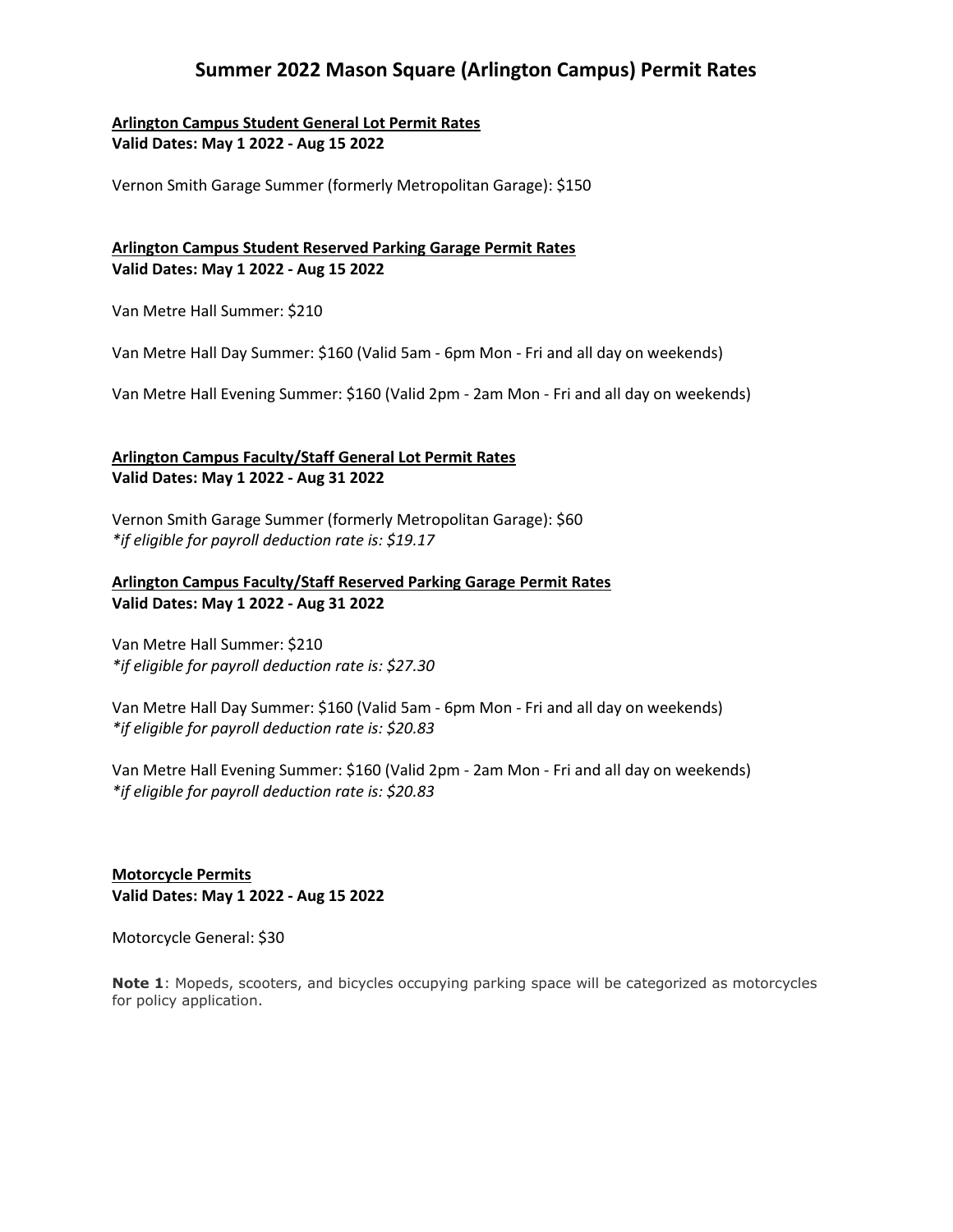# Summer 2022 Mason Square (Arlington Campus) Permit Rates

**Arlington Campus Student General Lot Permit Rates**
**Valid Dates: May 1 2022 - Aug 15 2022**

Vernon Smith Garage Summer (formerly Metropolitan Garage): $150

**Arlington Campus Student Reserved Parking Garage Permit Rates**
**Valid Dates: May 1 2022 - Aug 15 2022**

Van Metre Hall Summer: $210

Van Metre Hall Day Summer: $160 (Valid 5am - 6pm Mon - Fri and all day on weekends)

Van Metre Hall Evening Summer: $160 (Valid 2pm - 2am Mon - Fri and all day on weekends)

**Arlington Campus Faculty/Staff General Lot Permit Rates**
**Valid Dates: May 1 2022 - Aug 31 2022**

Vernon Smith Garage Summer (formerly Metropolitan Garage): $60
*\*if eligible for payroll deduction rate is: $19.17*

**Arlington Campus Faculty/Staff Reserved Parking Garage Permit Rates**
**Valid Dates: May 1 2022 - Aug 31 2022**

Van Metre Hall Summer: $210
*\*if eligible for payroll deduction rate is: $27.30*

Van Metre Hall Day Summer: $160 (Valid 5am - 6pm Mon - Fri and all day on weekends)
*\*if eligible for payroll deduction rate is: $20.83*

Van Metre Hall Evening Summer: $160 (Valid 2pm - 2am Mon - Fri and all day on weekends)
*\*if eligible for payroll deduction rate is: $20.83*

**Motorcycle Permits**
**Valid Dates: May 1 2022 - Aug 15 2022**

Motorcycle General: $30

**Note 1**: Mopeds, scooters, and bicycles occupying parking space will be categorized as motorcycles for policy application.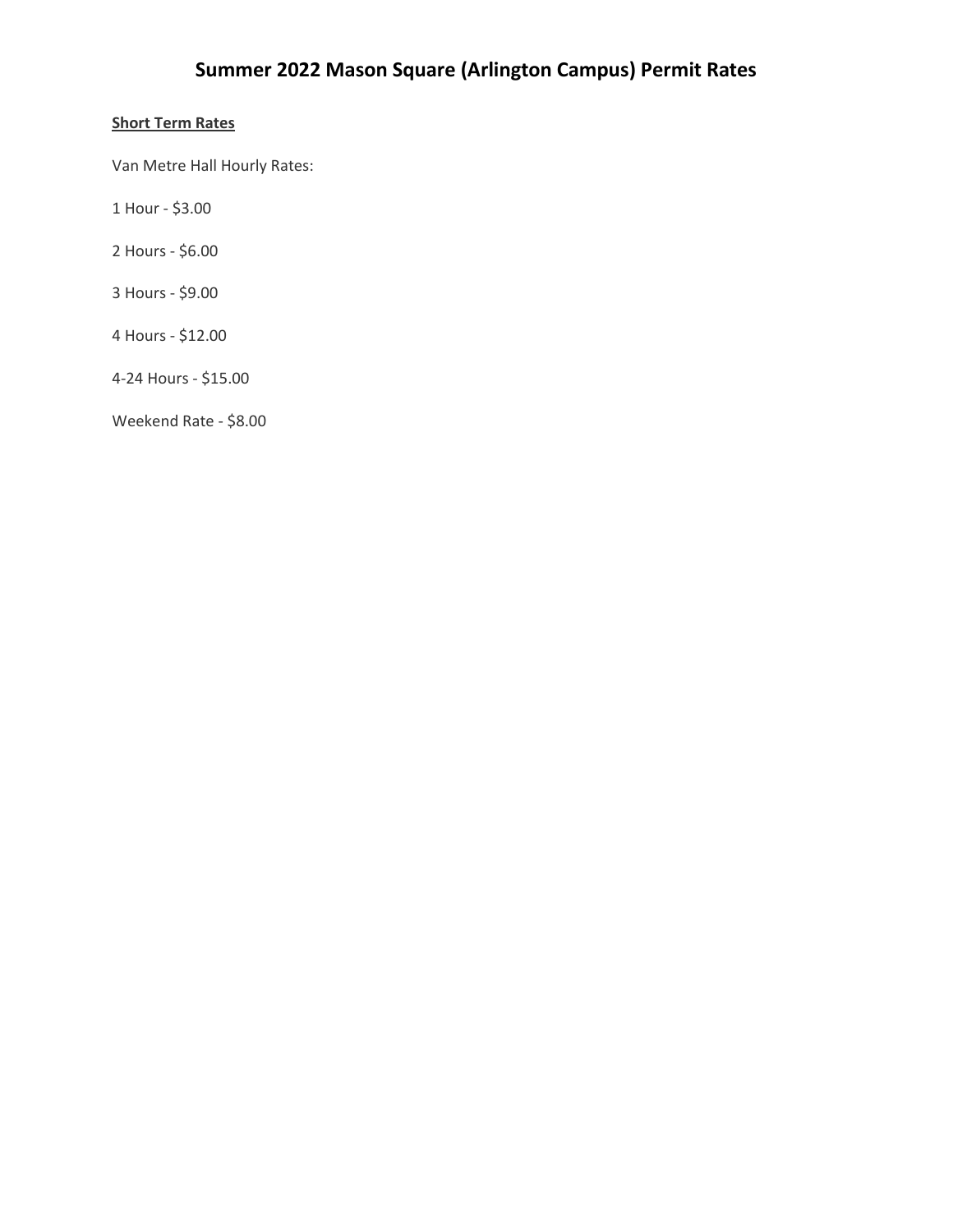# Summer 2022 Mason Square (Arlington Campus) Permit Rates

**Short Term Rates**

Van Metre Hall Hourly Rates:

1 Hour - $3.00

2 Hours - $6.00

3 Hours - $9.00

4 Hours - $12.00

4-24 Hours - $15.00

Weekend Rate - $8.00